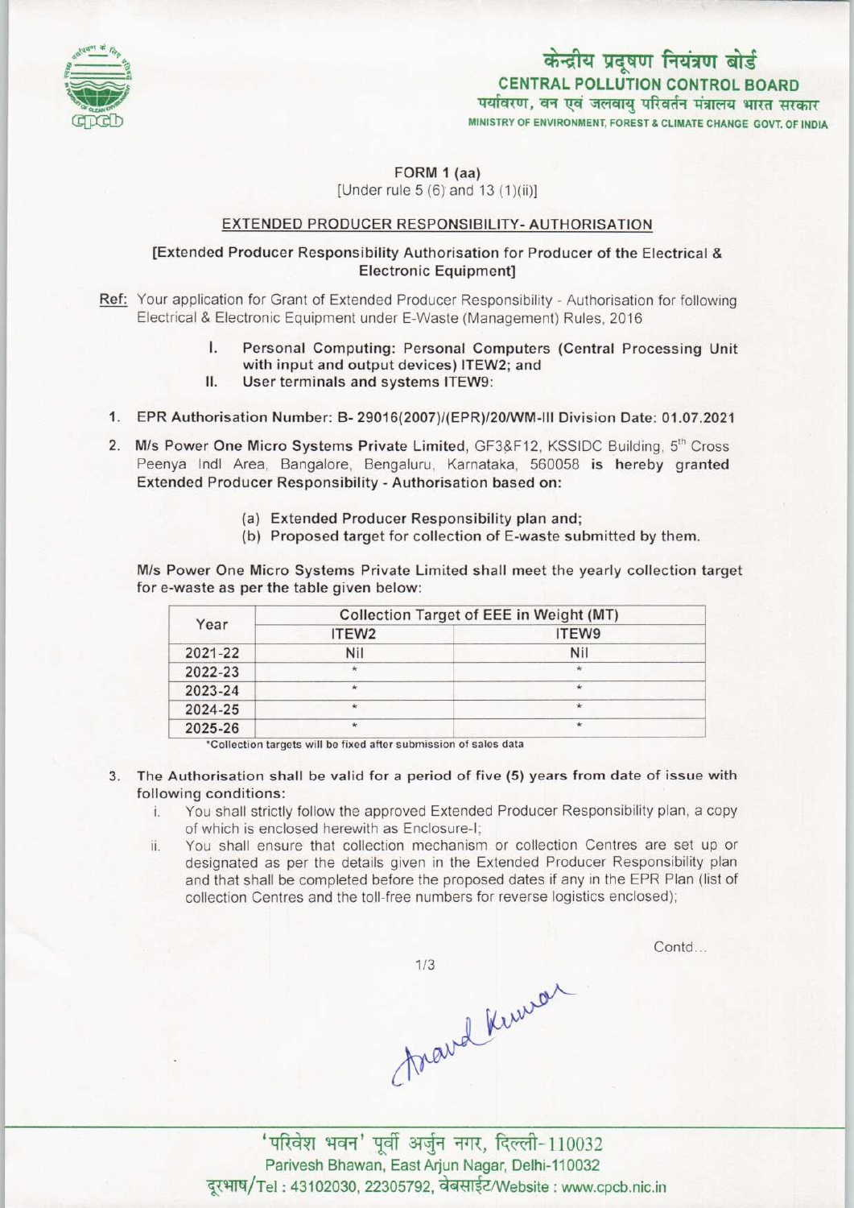केन्द्रीय प्रदूषण नियंत्रण बोर्ड
**CENTRAL POLLUTION CONTROL BOARD**
पर्यावरण, वन एवं जलवायु परिवर्तन मंत्रालय भारत सरकार
MINISTRY OF ENVIRONMENT, FOREST & CLIMATE CHANGE GOVT. OF INDIA

**FORM 1 (aa)**
[Under rule 5 (6) and 13 (1)(ii)]

**EXTENDED PRODUCER RESPONSIBILITY- AUTHORISATION**

**[Extended Producer Responsibility Authorisation for Producer of the Electrical & Electronic Equipment]**

**Ref:** Your application for Grant of Extended Producer Responsibility - Authorisation for following Electrical & Electronic Equipment under E-Waste (Management) Rules, 2016

I. **Personal Computing: Personal Computers (Central Processing Unit with input and output devices) ITEW2; and**
II. **User terminals and systems ITEW9:**

1. **EPR Authorisation Number: B- 29016(2007)/(EPR)/20/WM-III Division Date: 01.07.2021**
2. **M/s Power One Micro Systems Private Limited**, GF3&F12, KSSIDC Building, 5th Cross Peenya Indl Area, Bangalore, Bengaluru, Karnataka, 560058 **is hereby granted Extended Producer Responsibility - Authorisation based on:**
   (a) **Extended Producer Responsibility plan and;**
   (b) **Proposed target for collection of E-waste submitted by them.**

**M/s Power One Micro Systems Private Limited shall meet the yearly collection target for e-waste as per the table given below:**

| Year | Collection Target of EEE in Weight (MT) | |
|---|---|---|
| | ITEW2 | ITEW9 |
| 2021-22 | Nil | Nil |
| 2022-23 | * | * |
| 2023-24 | * | * |
| 2024-25 | * | * |
| 2025-26 | * | * |

*Collection targets will be fixed after submission of sales data

3. **The Authorisation shall be valid for a period of five (5) years from date of issue with following conditions:**
   i. You shall strictly follow the approved Extended Producer Responsibility plan, a copy of which is enclosed herewith as Enclosure-I;
   ii. You shall ensure that collection mechanism or collection Centres are set up or designated as per the details given in the Extended Producer Responsibility plan and that shall be completed before the proposed dates if any in the EPR Plan (list of collection Centres and the toll-free numbers for reverse logistics enclosed);

Contd...

'परिवेश भवन' पूर्वी अर्जुन नगर, दिल्ली-110032
Parivesh Bhawan, East Arjun Nagar, Delhi-110032
दूरभाष/Tel : 43102030, 22305792, वेबसाईट/Website : www.cpcb.nic.in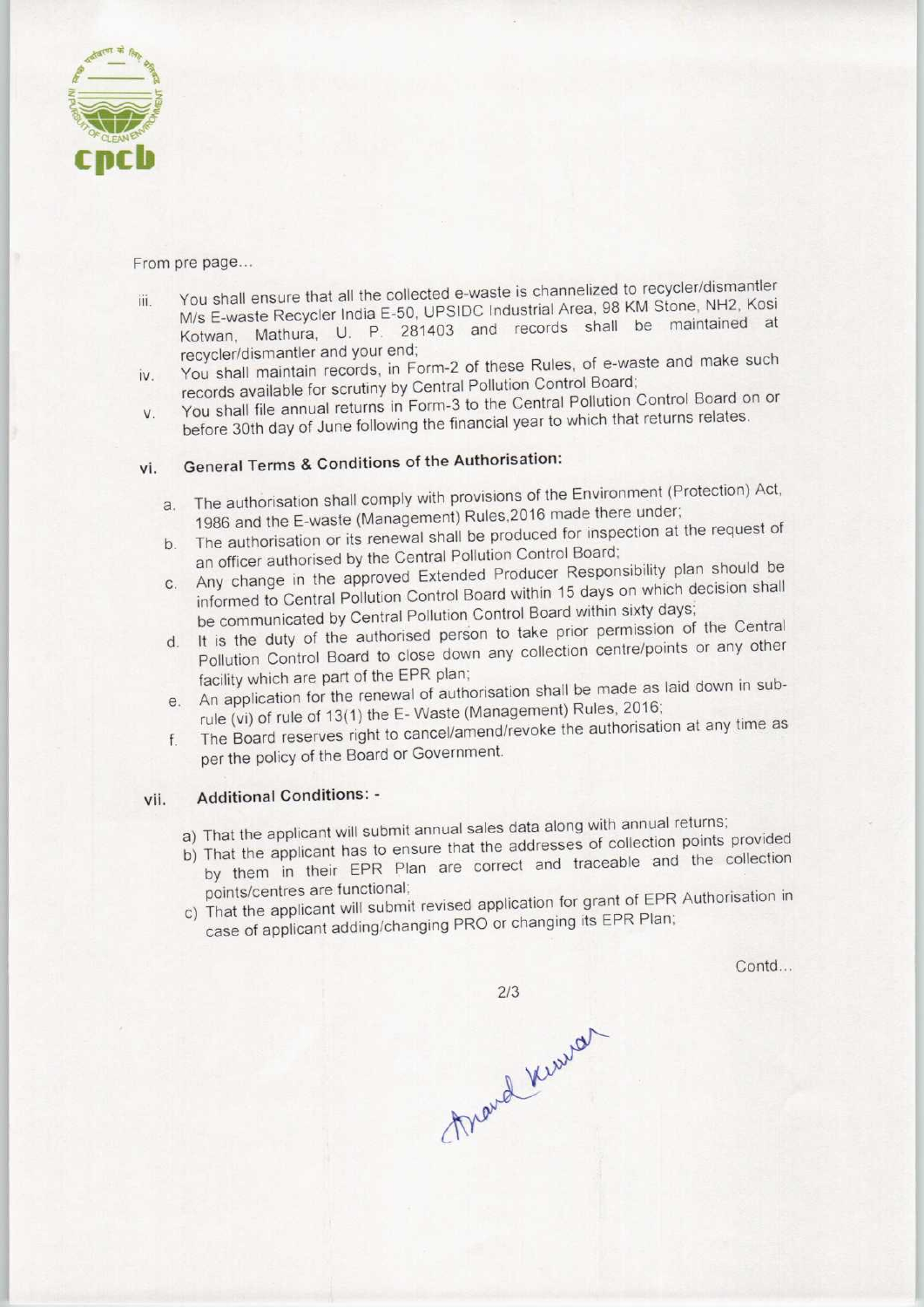From pre page...

iii. You shall ensure that all the collected e-waste is channelized to recycler/dismantler M/s E-waste Recycler India E-50, UPSIDC Industrial Area, 98 KM Stone, NH2, Kosi Kotwan, Mathura, U. P. 281403 and records shall be maintained at recycler/dismantler and your end;

iv. You shall maintain records, in Form-2 of these Rules, of e-waste and make such records available for scrutiny by Central Pollution Control Board;

v. You shall file annual returns in Form-3 to the Central Pollution Control Board on or before 30th day of June following the financial year to which that returns relates.

## vi. General Terms & Conditions of the Authorisation:

a. The authorisation shall comply with provisions of the Environment (Protection) Act, 1986 and the E-waste (Management) Rules,2016 made there under;

b. The authorisation or its renewal shall be produced for inspection at the request of an officer authorised by the Central Pollution Control Board;

c. Any change in the approved Extended Producer Responsibility plan should be informed to Central Pollution Control Board within 15 days on which decision shall be communicated by Central Pollution Control Board within sixty days;

d. It is the duty of the authorised person to take prior permission of the Central Pollution Control Board to close down any collection centre/points or any other facility which are part of the EPR plan;

e. An application for the renewal of authorisation shall be made as laid down in sub-rule (vi) of rule of 13(1) the E- Waste (Management) Rules, 2016;

f. The Board reserves right to cancel/amend/revoke the authorisation at any time as per the policy of the Board or Government.

## vii. Additional Conditions: -

a) That the applicant will submit annual sales data along with annual returns;

b) That the applicant has to ensure that the addresses of collection points provided by them in their EPR Plan are correct and traceable and the collection points/centres are functional;

c) That the applicant will submit revised application for grant of EPR Authorisation in case of applicant adding/changing PRO or changing its EPR Plan;

Contd...

Anand Kumar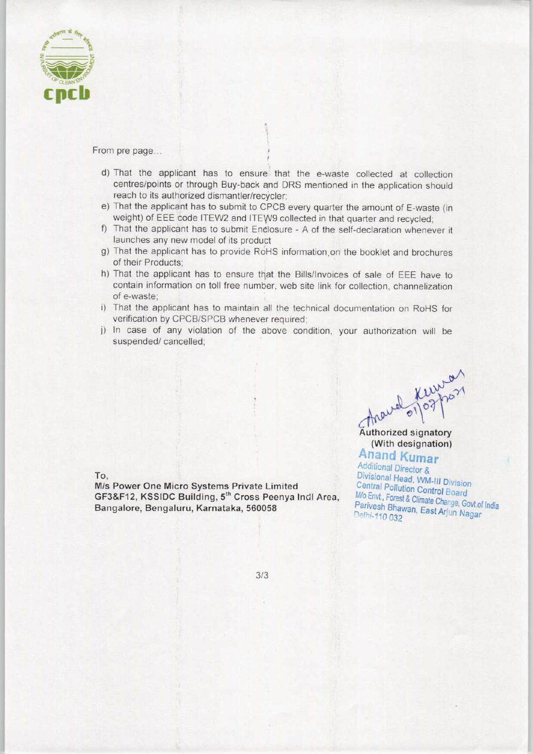From pre page...

d) That the applicant has to ensure that the e-waste collected at collection centres/points or through Buy-back and DRS mentioned in the application should reach to its authorized dismantler/recycler;
e) That the applicant has to submit to CPCB every quarter the amount of E-waste (in weight) of EEE code ITEW2 and ITEW9 collected in that quarter and recycled;
f) That the applicant has to submit Enclosure - A of the self-declaration whenever it launches any new model of its product
g) That the applicant has to provide RoHS information on the booklet and brochures of their Products;
h) That the applicant has to ensure that the Bills/Invoices of sale of EEE have to contain information on toll free number, web site link for collection, channelization of e-waste;
i) That the applicant has to maintain all the technical documentation on RoHS for verification by CPCB/SPCB whenever required;
j) In case of any violation of the above condition, your authorization will be suspended/ cancelled;

Anand Kumar 01/07/2021

**Authorized signatory**
**(With designation)**

**Anand Kumar**
Additional Director &
Divisional Head, WM-III Division
Central Pollution Control Board
M/o Envt., Forest & Climate Change, Govt.of India
Parivesh Bhawan, East Arjun Nagar
Delhi-110 032

To,
**M/s Power One Micro Systems Private Limited**
**GF3&F12, KSSIDC Building, 5th Cross Peenya Indl Area,**
**Bangalore, Bengaluru, Karnataka, 560058**